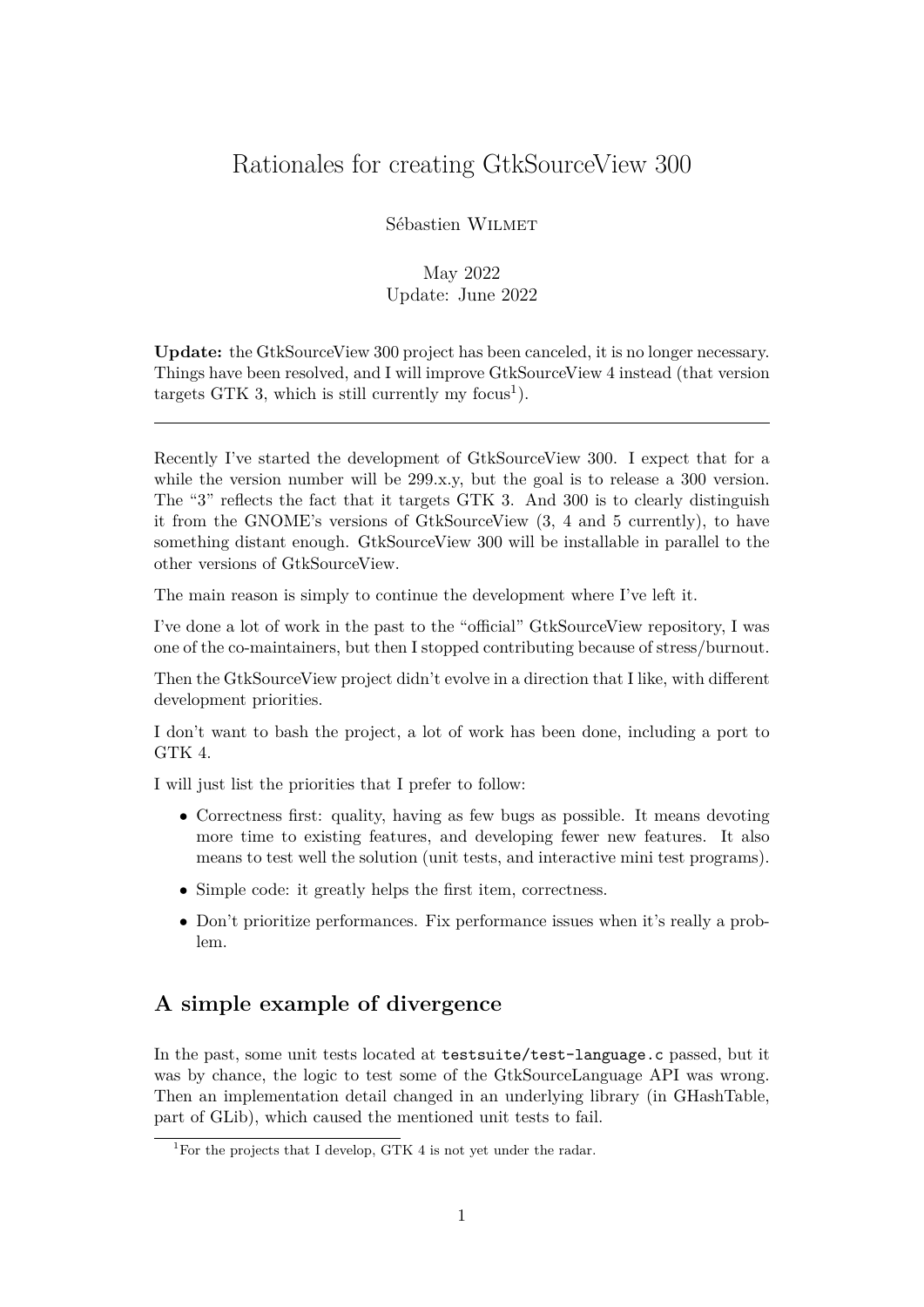# Rationales for creating GtkSourceView 300

Sébastien Wilmet

May 2022
Update: June 2022

**Update:** the GtkSourceView 300 project has been canceled, it is no longer necessary. Things have been resolved, and I will improve GtkSourceView 4 instead (that version targets GTK 3, which is still currently my focus[1]).

---

Recently I've started the development of GtkSourceView 300. I expect that for a while the version number will be 299.x.y, but the goal is to release a 300 version. The "3" reflects the fact that it targets GTK 3. And 300 is to clearly distinguish it from the GNOME's versions of GtkSourceView (3, 4 and 5 currently), to have something distant enough. GtkSourceView 300 will be installable in parallel to the other versions of GtkSourceView.

The main reason is simply to continue the development where I've left it.

I've done a lot of work in the past to the "official" GtkSourceView repository, I was one of the co-maintainers, but then I stopped contributing because of stress/burnout.

Then the GtkSourceView project didn't evolve in a direction that I like, with different development priorities.

I don't want to bash the project, a lot of work has been done, including a port to GTK 4.

I will just list the priorities that I prefer to follow:

- Correctness first: quality, having as few bugs as possible. It means devoting more time to existing features, and developing fewer new features. It also means to test well the solution (unit tests, and interactive mini test programs).
- Simple code: it greatly helps the first item, correctness.
- Don't prioritize performances. Fix performance issues when it's really a problem.

## A simple example of divergence

In the past, some unit tests located at `testsuite/test-language.c` passed, but it was by chance, the logic to test some of the GtkSourceLanguage API was wrong. Then an implementation detail changed in an underlying library (in GHashTable, part of GLib), which caused the mentioned unit tests to fail.

[1] For the projects that I develop, GTK 4 is not yet under the radar.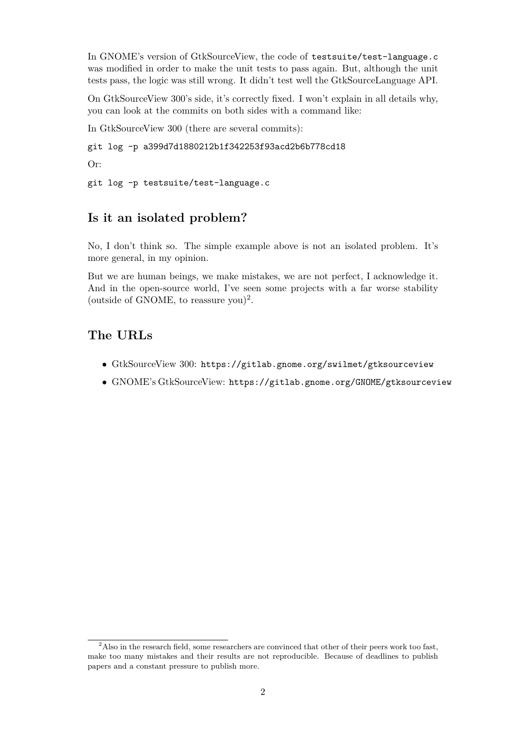In GNOME's version of GtkSourceView, the code of `testsuite/test-language.c` was modified in order to make the unit tests to pass again. But, although the unit tests pass, the logic was still wrong. It didn't test well the GtkSourceLanguage API.

On GtkSourceView 300's side, it's correctly fixed. I won't explain in all details why, you can look at the commits on both sides with a command like:

In GtkSourceView 300 (there are several commits):

```
git log -p a399d7d1880212b1f342253f93acd2b6b778cd18
```

Or:

```
git log -p testsuite/test-language.c
```

## Is it an isolated problem?

No, I don't think so. The simple example above is not an isolated problem. It's more general, in my opinion.

But we are human beings, we make mistakes, we are not perfect, I acknowledge it. And in the open-source world, I've seen some projects with a far worse stability (outside of GNOME, to reassure you)[2].

## The URLs

- GtkSourceView 300: `https://gitlab.gnome.org/swilmet/gtksourceview`
- GNOME's GtkSourceView: `https://gitlab.gnome.org/GNOME/gtksourceview`

[2] Also in the research field, some researchers are convinced that other of their peers work too fast, make too many mistakes and their results are not reproducible. Because of deadlines to publish papers and a constant pressure to publish more.